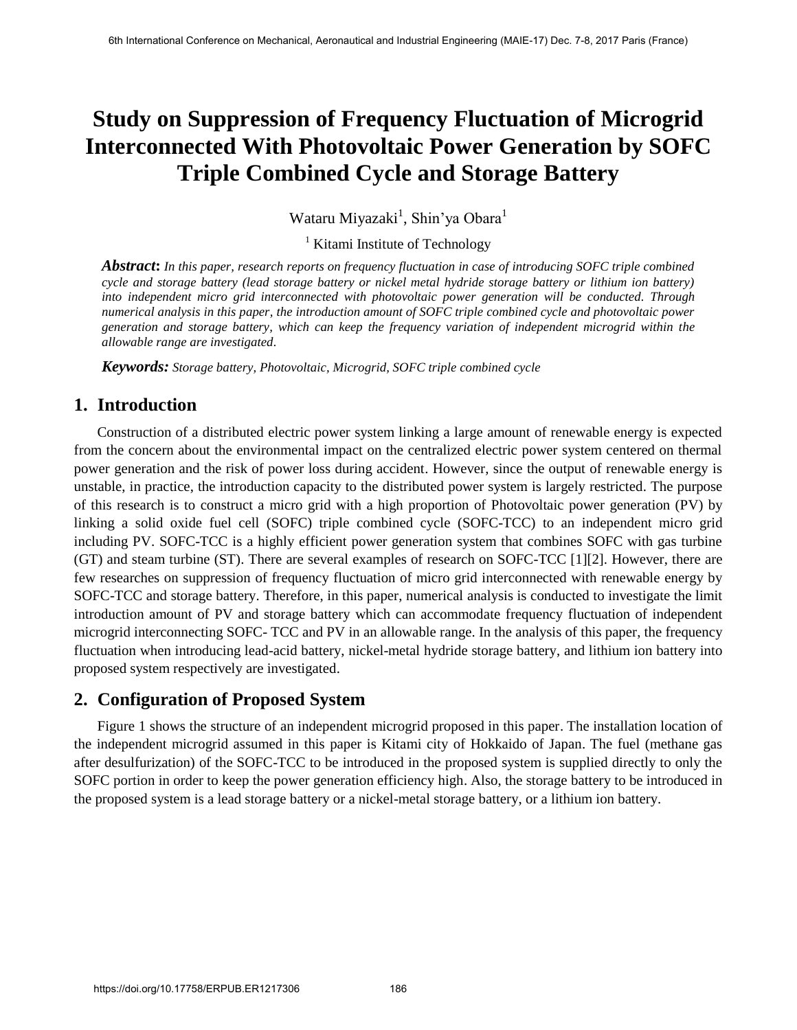# Study on Suppression of Frequency Fluctuation of Microgrid Interconnected With Photovoltaic Power Generation by SOFC Triple Combined Cycle and Storage Battery

Wataru Miyazaki[1], Shin'ya Obara[1]

[1] Kitami Institute of Technology

***Abstract*****:** *In this paper, research reports on frequency fluctuation in case of introducing SOFC triple combined cycle and storage battery (lead storage battery or nickel metal hydride storage battery or lithium ion battery) into independent micro grid interconnected with photovoltaic power generation will be conducted. Through numerical analysis in this paper, the introduction amount of SOFC triple combined cycle and photovoltaic power generation and storage battery, which can keep the frequency variation of independent microgrid within the allowable range are investigated.*

***Keywords:*** *Storage battery, Photovoltaic, Microgrid, SOFC triple combined cycle*

## 1. Introduction

Construction of a distributed electric power system linking a large amount of renewable energy is expected from the concern about the environmental impact on the centralized electric power system centered on thermal power generation and the risk of power loss during accident. However, since the output of renewable energy is unstable, in practice, the introduction capacity to the distributed power system is largely restricted. The purpose of this research is to construct a micro grid with a high proportion of Photovoltaic power generation (PV) by linking a solid oxide fuel cell (SOFC) triple combined cycle (SOFC-TCC) to an independent micro grid including PV. SOFC-TCC is a highly efficient power generation system that combines SOFC with gas turbine (GT) and steam turbine (ST). There are several examples of research on SOFC-TCC [1][2]. However, there are few researches on suppression of frequency fluctuation of micro grid interconnected with renewable energy by SOFC-TCC and storage battery. Therefore, in this paper, numerical analysis is conducted to investigate the limit introduction amount of PV and storage battery which can accommodate frequency fluctuation of independent microgrid interconnecting SOFC- TCC and PV in an allowable range. In the analysis of this paper, the frequency fluctuation when introducing lead-acid battery, nickel-metal hydride storage battery, and lithium ion battery into proposed system respectively are investigated.

## 2. Configuration of Proposed System

Figure 1 shows the structure of an independent microgrid proposed in this paper. The installation location of the independent microgrid assumed in this paper is Kitami city of Hokkaido of Japan. The fuel (methane gas after desulfurization) of the SOFC-TCC to be introduced in the proposed system is supplied directly to only the SOFC portion in order to keep the power generation efficiency high. Also, the storage battery to be introduced in the proposed system is a lead storage battery or a nickel-metal storage battery, or a lithium ion battery.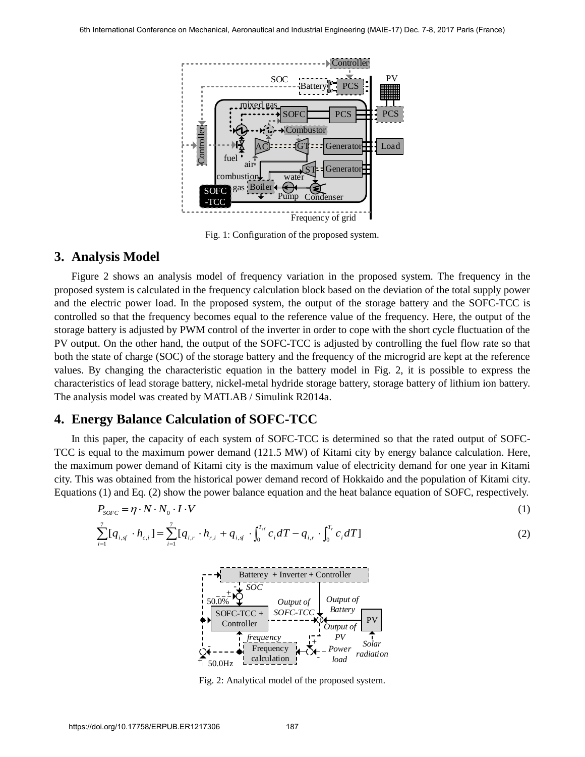Fig. 1: Configuration of the proposed system.

## 3. Analysis Model

Figure 2 shows an analysis model of frequency variation in the proposed system. The frequency in the proposed system is calculated in the frequency calculation block based on the deviation of the total supply power and the electric power load. In the proposed system, the output of the storage battery and the SOFC-TCC is controlled so that the frequency becomes equal to the reference value of the frequency. Here, the output of the storage battery is adjusted by PWM control of the inverter in order to cope with the short cycle fluctuation of the PV output. On the other hand, the output of the SOFC-TCC is adjusted by controlling the fuel flow rate so that both the state of charge (SOC) of the storage battery and the frequency of the microgrid are kept at the reference values. By changing the characteristic equation in the battery model in Fig. 2, it is possible to express the characteristics of lead storage battery, nickel-metal hydride storage battery, storage battery of lithium ion battery. The analysis model was created by MATLAB / Simulink R2014a.

## 4. Energy Balance Calculation of SOFC-TCC

In this paper, the capacity of each system of SOFC-TCC is determined so that the rated output of SOFC-TCC is equal to the maximum power demand (121.5 MW) of Kitami city by energy balance calculation. Here, the maximum power demand of Kitami city is the maximum value of electricity demand for one year in Kitami city. This was obtained from the historical power demand record of Hokkaido and the population of Kitami city. Equations (1) and Eq. (2) show the power balance equation and the heat balance equation of SOFC, respectively.

$$P_{SOFC} = \eta \cdot N \cdot N_0 \cdot I \cdot V \tag{1}$$

$$\sum_{i=1}^{7}[q_{i,sf} \cdot h_{c,i}] = \sum_{i=1}^{7}[q_{i,r} \cdot h_{r,i} + q_{i,sf} \cdot \int_0^{T_{sf}} c_i dT - q_{i,r} \cdot \int_0^{T_r} c_i dT] \tag{2}$$

Fig. 2: Analytical model of the proposed system.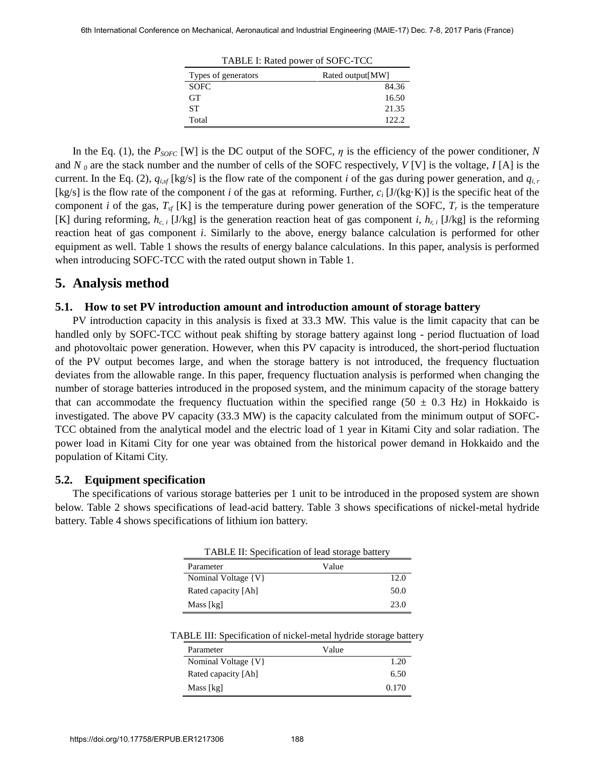TABLE I: Rated power of SOFC-TCC

| Types of generators | Rated output[MW] |
|---|---|
| SOFC | 84.36 |
| GT | 16.50 |
| ST | 21.35 |
| Total | 122.2 |

In the Eq. (1), the $P_{SOFC}$ [W] is the DC output of the SOFC, $\eta$ is the efficiency of the power conditioner, $N$ and $N_0$ are the stack number and the number of cells of the SOFC respectively, $V$ [V] is the voltage, $I$ [A] is the current. In the Eq. (2), $q_{i,sf}$ [kg/s] is the flow rate of the component $i$ of the gas during power generation, and $q_{i,r}$ [kg/s] is the flow rate of the component $i$ of the gas at reforming. Further, $c_i$ [J/(kg·K)] is the specific heat of the component $i$ of the gas, $T_{sf}$ [K] is the temperature during power generation of the SOFC, $T_r$ is the temperature [K] during reforming, $h_{c,i}$ [J/kg] is the generation reaction heat of gas component $i$, $h_{r,i}$ [J/kg] is the reforming reaction heat of gas component $i$. Similarly to the above, energy balance calculation is performed for other equipment as well. Table 1 shows the results of energy balance calculations. In this paper, analysis is performed when introducing SOFC-TCC with the rated output shown in Table 1.

## 5. Analysis method

### 5.1. How to set PV introduction amount and introduction amount of storage battery

PV introduction capacity in this analysis is fixed at 33.3 MW. This value is the limit capacity that can be handled only by SOFC-TCC without peak shifting by storage battery against long - period fluctuation of load and photovoltaic power generation. However, when this PV capacity is introduced, the short-period fluctuation of the PV output becomes large, and when the storage battery is not introduced, the frequency fluctuation deviates from the allowable range. In this paper, frequency fluctuation analysis is performed when changing the number of storage batteries introduced in the proposed system, and the minimum capacity of the storage battery that can accommodate the frequency fluctuation within the specified range (50 ± 0.3 Hz) in Hokkaido is investigated. The above PV capacity (33.3 MW) is the capacity calculated from the minimum output of SOFC-TCC obtained from the analytical model and the electric load of 1 year in Kitami City and solar radiation. The power load in Kitami City for one year was obtained from the historical power demand in Hokkaido and the population of Kitami City.

### 5.2. Equipment specification

The specifications of various storage batteries per 1 unit to be introduced in the proposed system are shown below. Table 2 shows specifications of lead-acid battery. Table 3 shows specifications of nickel-metal hydride battery. Table 4 shows specifications of lithium ion battery.

TABLE II: Specification of lead storage battery

| Parameter | Value |
|---|---|
| Nominal Voltage {V} | 12.0 |
| Rated capacity [Ah] | 50.0 |
| Mass [kg] | 23.0 |

TABLE III: Specification of nickel-metal hydride storage battery

| Parameter | Value |
|---|---|
| Nominal Voltage {V} | 1.20 |
| Rated capacity [Ah] | 6.50 |
| Mass [kg] | 0.170 |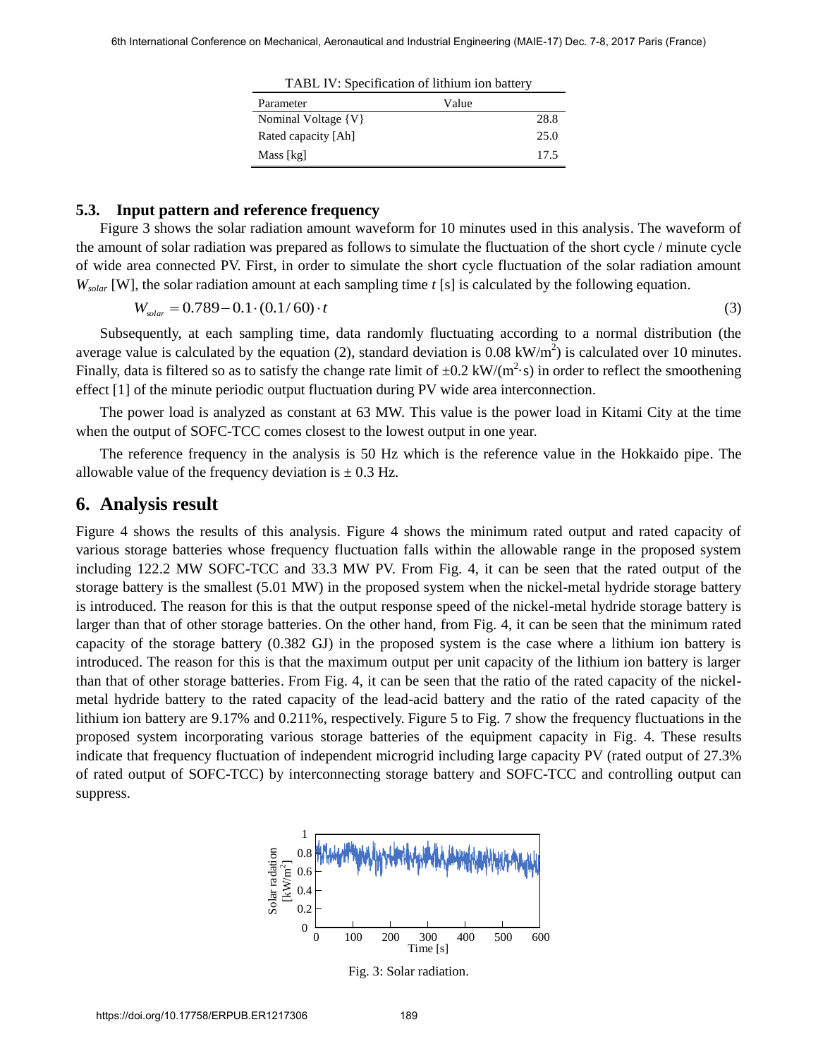TABL IV: Specification of lithium ion battery

| Parameter | Value |
|---|---|
| Nominal Voltage {V} | 28.8 |
| Rated capacity [Ah] | 25.0 |
| Mass [kg] | 17.5 |

### 5.3. Input pattern and reference frequency

Figure 3 shows the solar radiation amount waveform for 10 minutes used in this analysis. The waveform of the amount of solar radiation was prepared as follows to simulate the fluctuation of the short cycle / minute cycle of wide area connected PV. First, in order to simulate the short cycle fluctuation of the solar radiation amount $W_{solar}$ [W], the solar radiation amount at each sampling time $t$ [s] is calculated by the following equation.

$$W_{solar} = 0.789 - 0.1 \cdot (0.1/60) \cdot t \tag{3}$$

Subsequently, at each sampling time, data randomly fluctuating according to a normal distribution (the average value is calculated by the equation (2), standard deviation is 0.08 kW/m$^2$) is calculated over 10 minutes. Finally, data is filtered so as to satisfy the change rate limit of ±0.2 kW/(m$^2$·s) in order to reflect the smoothening effect [1] of the minute periodic output fluctuation during PV wide area interconnection.

The power load is analyzed as constant at 63 MW. This value is the power load in Kitami City at the time when the output of SOFC-TCC comes closest to the lowest output in one year.

The reference frequency in the analysis is 50 Hz which is the reference value in the Hokkaido pipe. The allowable value of the frequency deviation is ± 0.3 Hz.

## 6. Analysis result

Figure 4 shows the results of this analysis. Figure 4 shows the minimum rated output and rated capacity of various storage batteries whose frequency fluctuation falls within the allowable range in the proposed system including 122.2 MW SOFC-TCC and 33.3 MW PV. From Fig. 4, it can be seen that the rated output of the storage battery is the smallest (5.01 MW) in the proposed system when the nickel-metal hydride storage battery is introduced. The reason for this is that the output response speed of the nickel-metal hydride storage battery is larger than that of other storage batteries. On the other hand, from Fig. 4, it can be seen that the minimum rated capacity of the storage battery (0.382 GJ) in the proposed system is the case where a lithium ion battery is introduced. The reason for this is that the maximum output per unit capacity of the lithium ion battery is larger than that of other storage batteries. From Fig. 4, it can be seen that the ratio of the rated capacity of the nickel-metal hydride battery to the rated capacity of the lead-acid battery and the ratio of the rated capacity of the lithium ion battery are 9.17% and 0.211%, respectively. Figure 5 to Fig. 7 show the frequency fluctuations in the proposed system incorporating various storage batteries of the equipment capacity in Fig. 4. These results indicate that frequency fluctuation of independent microgrid including large capacity PV (rated output of 27.3% of rated output of SOFC-TCC) by interconnecting storage battery and SOFC-TCC and controlling output can suppress.

Fig. 3: Solar radiation.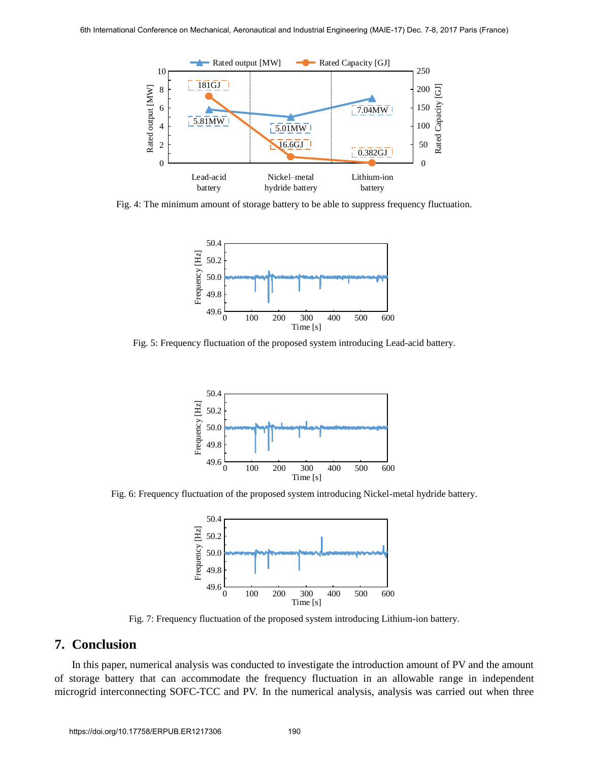Fig. 4: The minimum amount of storage battery to be able to suppress frequency fluctuation.

Fig. 5: Frequency fluctuation of the proposed system introducing Lead-acid battery.

Fig. 6: Frequency fluctuation of the proposed system introducing Nickel-metal hydride battery.

Fig. 7: Frequency fluctuation of the proposed system introducing Lithium-ion battery.

## 7. Conclusion

In this paper, numerical analysis was conducted to investigate the introduction amount of PV and the amount of storage battery that can accommodate the frequency fluctuation in an allowable range in independent microgrid interconnecting SOFC-TCC and PV. In the numerical analysis, analysis was carried out when three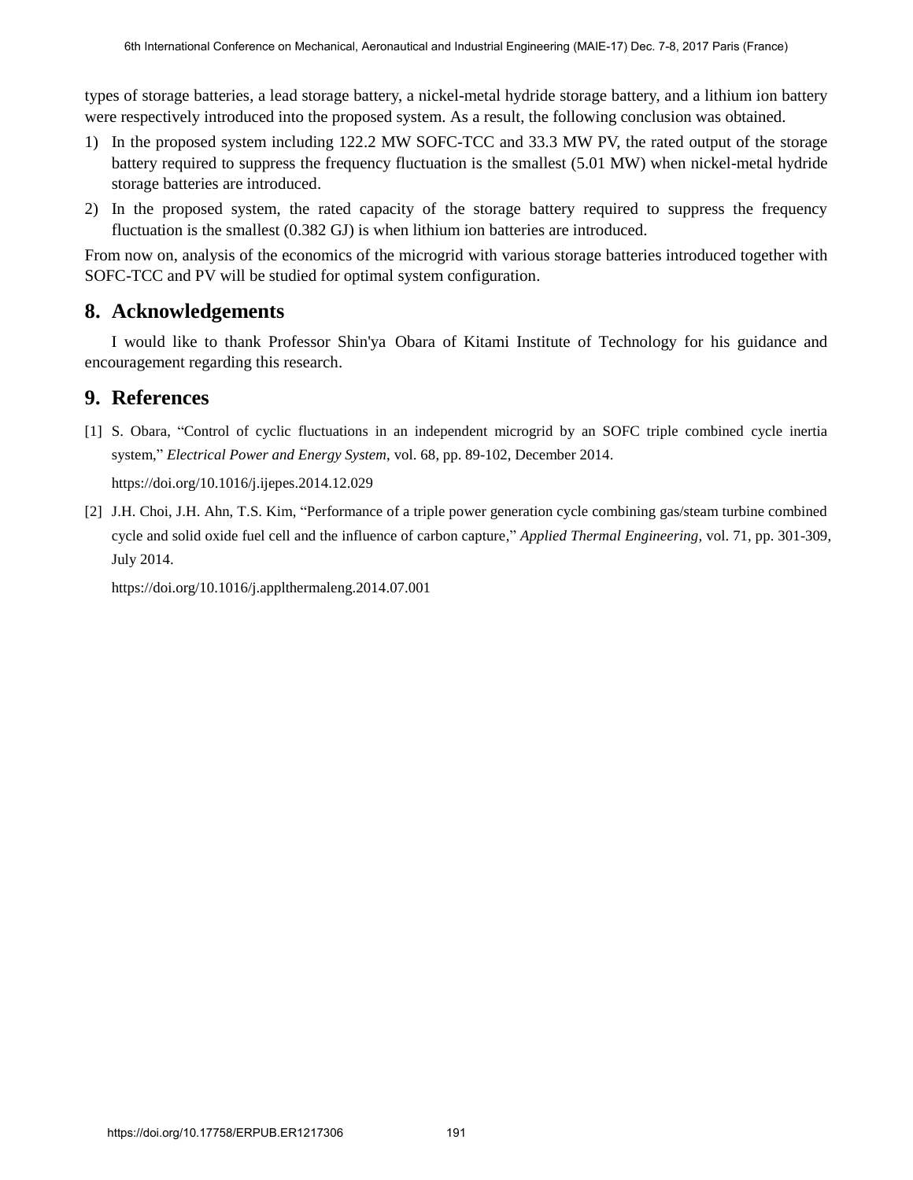types of storage batteries, a lead storage battery, a nickel-metal hydride storage battery, and a lithium ion battery were respectively introduced into the proposed system. As a result, the following conclusion was obtained.

1) In the proposed system including 122.2 MW SOFC-TCC and 33.3 MW PV, the rated output of the storage battery required to suppress the frequency fluctuation is the smallest (5.01 MW) when nickel-metal hydride storage batteries are introduced.
2) In the proposed system, the rated capacity of the storage battery required to suppress the frequency fluctuation is the smallest (0.382 GJ) is when lithium ion batteries are introduced.

From now on, analysis of the economics of the microgrid with various storage batteries introduced together with SOFC-TCC and PV will be studied for optimal system configuration.

## 8. Acknowledgements

I would like to thank Professor Shin'ya Obara of Kitami Institute of Technology for his guidance and encouragement regarding this research.

## 9. References

[1] S. Obara, "Control of cyclic fluctuations in an independent microgrid by an SOFC triple combined cycle inertia system," *Electrical Power and Energy System*, vol. 68, pp. 89-102, December 2014.

https://doi.org/10.1016/j.ijepes.2014.12.029

[2] J.H. Choi, J.H. Ahn, T.S. Kim, "Performance of a triple power generation cycle combining gas/steam turbine combined cycle and solid oxide fuel cell and the influence of carbon capture," *Applied Thermal Engineering*, vol. 71, pp. 301-309, July 2014.

https://doi.org/10.1016/j.applthermaleng.2014.07.001